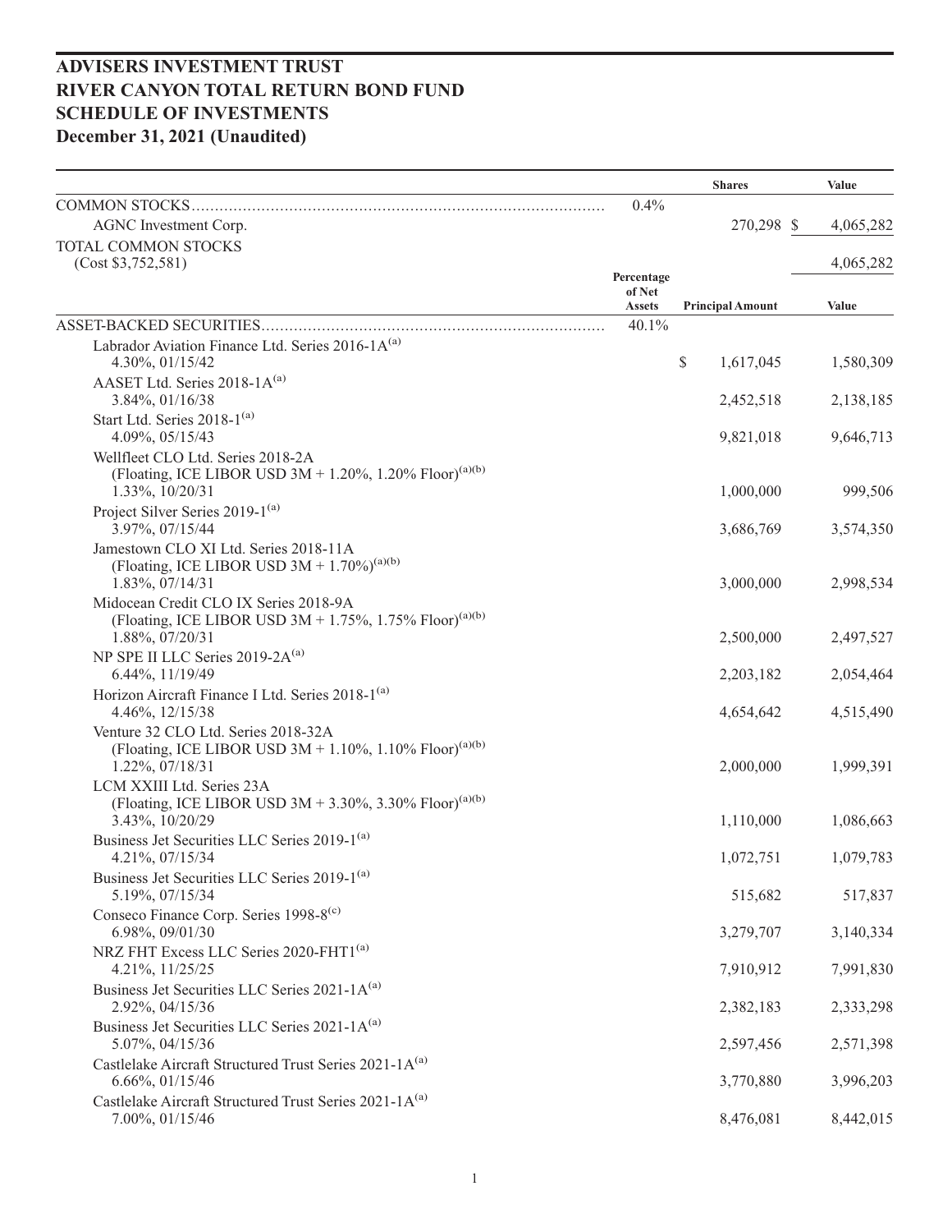# ADVISERS INVESTMENT TRUST
# RIVER CANYON TOTAL RETURN BOND FUND
# SCHEDULE OF INVESTMENTS
## December 31, 2021 (Unaudited)

| | | Shares | Value |
|---|---|---|---|
| COMMON STOCKS | 0.4% | | |
| AGNC Investment Corp. | | 270,298 | $ 4,065,282 |
| TOTAL COMMON STOCKS (Cost $3,752,581) | | | 4,065,282 |

| | Percentage of Net Assets | Principal Amount | Value |
|---|---|---|---|
| ASSET-BACKED SECURITIES | 40.1% | | |
| Labrador Aviation Finance Ltd. Series 2016-1A[(a)] 4.30%, 01/15/42 | | $ 1,617,045 | 1,580,309 |
| AASET Ltd. Series 2018-1A[(a)] 3.84%, 01/16/38 | | 2,452,518 | 2,138,185 |
| Start Ltd. Series 2018-1[(a)] 4.09%, 05/15/43 | | 9,821,018 | 9,646,713 |
| Wellfleet CLO Ltd. Series 2018-2A (Floating, ICE LIBOR USD 3M + 1.20%, 1.20% Floor)[(a)(b)] 1.33%, 10/20/31 | | 1,000,000 | 999,506 |
| Project Silver Series 2019-1[(a)] 3.97%, 07/15/44 | | 3,686,769 | 3,574,350 |
| Jamestown CLO XI Ltd. Series 2018-11A (Floating, ICE LIBOR USD 3M + 1.70%)[(a)(b)] 1.83%, 07/14/31 | | 3,000,000 | 2,998,534 |
| Midocean Credit CLO IX Series 2018-9A (Floating, ICE LIBOR USD 3M + 1.75%, 1.75% Floor)[(a)(b)] 1.88%, 07/20/31 | | 2,500,000 | 2,497,527 |
| NP SPE II LLC Series 2019-2A[(a)] 6.44%, 11/19/49 | | 2,203,182 | 2,054,464 |
| Horizon Aircraft Finance I Ltd. Series 2018-1[(a)] 4.46%, 12/15/38 | | 4,654,642 | 4,515,490 |
| Venture 32 CLO Ltd. Series 2018-32A (Floating, ICE LIBOR USD 3M + 1.10%, 1.10% Floor)[(a)(b)] 1.22%, 07/18/31 | | 2,000,000 | 1,999,391 |
| LCM XXIII Ltd. Series 23A (Floating, ICE LIBOR USD 3M + 3.30%, 3.30% Floor)[(a)(b)] 3.43%, 10/20/29 | | 1,110,000 | 1,086,663 |
| Business Jet Securities LLC Series 2019-1[(a)] 4.21%, 07/15/34 | | 1,072,751 | 1,079,783 |
| Business Jet Securities LLC Series 2019-1[(a)] 5.19%, 07/15/34 | | 515,682 | 517,837 |
| Conseco Finance Corp. Series 1998-8[(c)] 6.98%, 09/01/30 | | 3,279,707 | 3,140,334 |
| NRZ FHT Excess LLC Series 2020-FHT1[(a)] 4.21%, 11/25/25 | | 7,910,912 | 7,991,830 |
| Business Jet Securities LLC Series 2021-1A[(a)] 2.92%, 04/15/36 | | 2,382,183 | 2,333,298 |
| Business Jet Securities LLC Series 2021-1A[(a)] 5.07%, 04/15/36 | | 2,597,456 | 2,571,398 |
| Castlelake Aircraft Structured Trust Series 2021-1A[(a)] 6.66%, 01/15/46 | | 3,770,880 | 3,996,203 |
| Castlelake Aircraft Structured Trust Series 2021-1A[(a)] 7.00%, 01/15/46 | | 8,476,081 | 8,442,015 |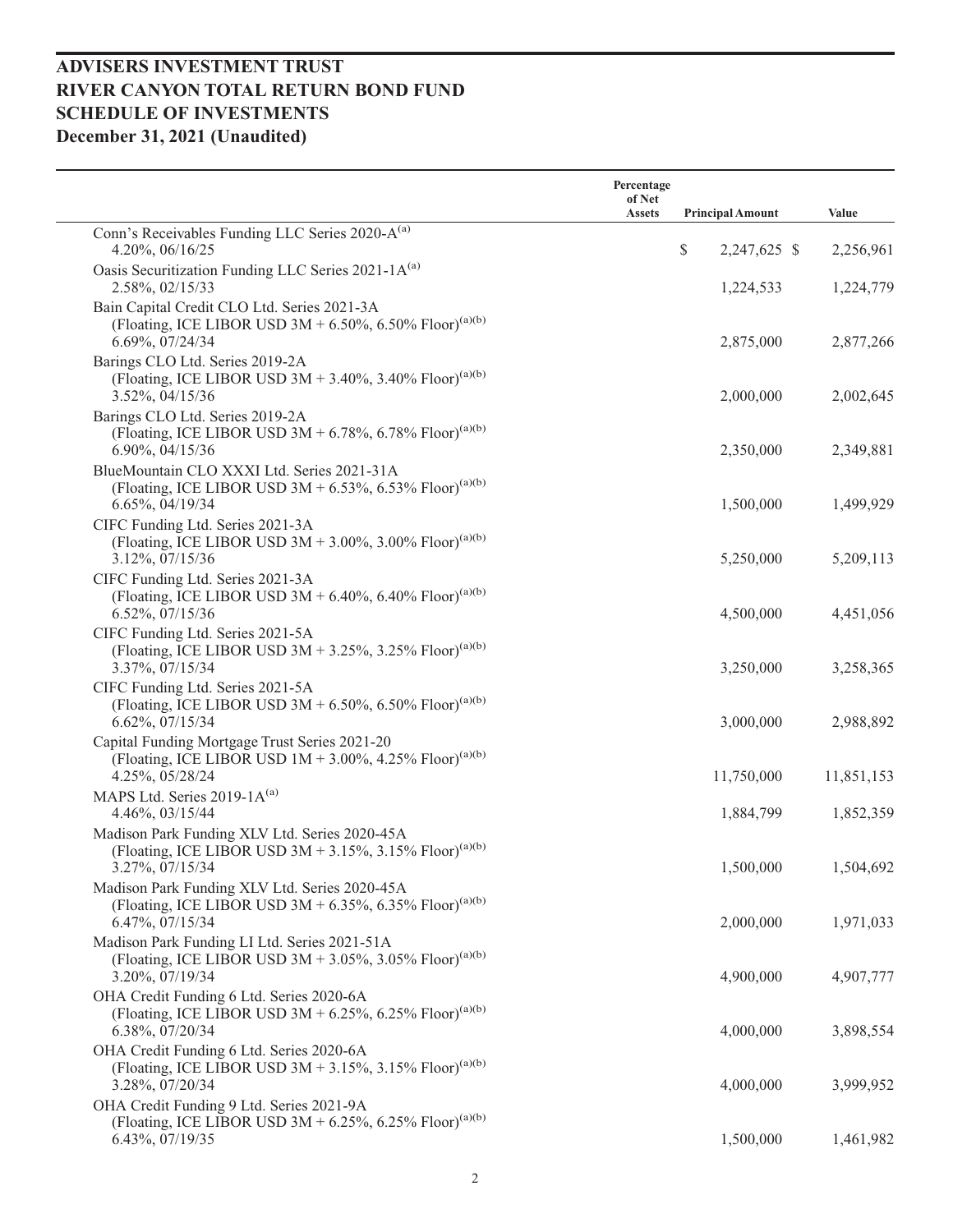# ADVISERS INVESTMENT TRUST
# RIVER CANYON TOTAL RETURN BOND FUND
# SCHEDULE OF INVESTMENTS
# December 31, 2021 (Unaudited)

| | Percentage of Net Assets | Principal Amount | Value |
|---|---|---|---|
| Conn's Receivables Funding LLC Series 2020-A[(a)]<br>4.20%, 06/16/25 | | $ 2,247,625 | $ 2,256,961 |
| Oasis Securitization Funding LLC Series 2021-1A[(a)]<br>2.58%, 02/15/33 | | 1,224,533 | 1,224,779 |
| Bain Capital Credit CLO Ltd. Series 2021-3A<br>(Floating, ICE LIBOR USD 3M + 6.50%, 6.50% Floor)[(a)(b)]<br>6.69%, 07/24/34 | | 2,875,000 | 2,877,266 |
| Barings CLO Ltd. Series 2019-2A<br>(Floating, ICE LIBOR USD 3M + 3.40%, 3.40% Floor)[(a)(b)]<br>3.52%, 04/15/36 | | 2,000,000 | 2,002,645 |
| Barings CLO Ltd. Series 2019-2A<br>(Floating, ICE LIBOR USD 3M + 6.78%, 6.78% Floor)[(a)(b)]<br>6.90%, 04/15/36 | | 2,350,000 | 2,349,881 |
| BlueMountain CLO XXXI Ltd. Series 2021-31A<br>(Floating, ICE LIBOR USD 3M + 6.53%, 6.53% Floor)[(a)(b)]<br>6.65%, 04/19/34 | | 1,500,000 | 1,499,929 |
| CIFC Funding Ltd. Series 2021-3A<br>(Floating, ICE LIBOR USD 3M + 3.00%, 3.00% Floor)[(a)(b)]<br>3.12%, 07/15/36 | | 5,250,000 | 5,209,113 |
| CIFC Funding Ltd. Series 2021-3A<br>(Floating, ICE LIBOR USD 3M + 6.40%, 6.40% Floor)[(a)(b)]<br>6.52%, 07/15/36 | | 4,500,000 | 4,451,056 |
| CIFC Funding Ltd. Series 2021-5A<br>(Floating, ICE LIBOR USD 3M + 3.25%, 3.25% Floor)[(a)(b)]<br>3.37%, 07/15/34 | | 3,250,000 | 3,258,365 |
| CIFC Funding Ltd. Series 2021-5A<br>(Floating, ICE LIBOR USD 3M + 6.50%, 6.50% Floor)[(a)(b)]<br>6.62%, 07/15/34 | | 3,000,000 | 2,988,892 |
| Capital Funding Mortgage Trust Series 2021-20<br>(Floating, ICE LIBOR USD 1M + 3.00%, 4.25% Floor)[(a)(b)]<br>4.25%, 05/28/24 | | 11,750,000 | 11,851,153 |
| MAPS Ltd. Series 2019-1A[(a)]<br>4.46%, 03/15/44 | | 1,884,799 | 1,852,359 |
| Madison Park Funding XLV Ltd. Series 2020-45A<br>(Floating, ICE LIBOR USD 3M + 3.15%, 3.15% Floor)[(a)(b)]<br>3.27%, 07/15/34 | | 1,500,000 | 1,504,692 |
| Madison Park Funding XLV Ltd. Series 2020-45A<br>(Floating, ICE LIBOR USD 3M + 6.35%, 6.35% Floor)[(a)(b)]<br>6.47%, 07/15/34 | | 2,000,000 | 1,971,033 |
| Madison Park Funding LI Ltd. Series 2021-51A<br>(Floating, ICE LIBOR USD 3M + 3.05%, 3.05% Floor)[(a)(b)]<br>3.20%, 07/19/34 | | 4,900,000 | 4,907,777 |
| OHA Credit Funding 6 Ltd. Series 2020-6A<br>(Floating, ICE LIBOR USD 3M + 6.25%, 6.25% Floor)[(a)(b)]<br>6.38%, 07/20/34 | | 4,000,000 | 3,898,554 |
| OHA Credit Funding 6 Ltd. Series 2020-6A<br>(Floating, ICE LIBOR USD 3M + 3.15%, 3.15% Floor)[(a)(b)]<br>3.28%, 07/20/34 | | 4,000,000 | 3,999,952 |
| OHA Credit Funding 9 Ltd. Series 2021-9A<br>(Floating, ICE LIBOR USD 3M + 6.25%, 6.25% Floor)[(a)(b)]<br>6.43%, 07/19/35 | | 1,500,000 | 1,461,982 |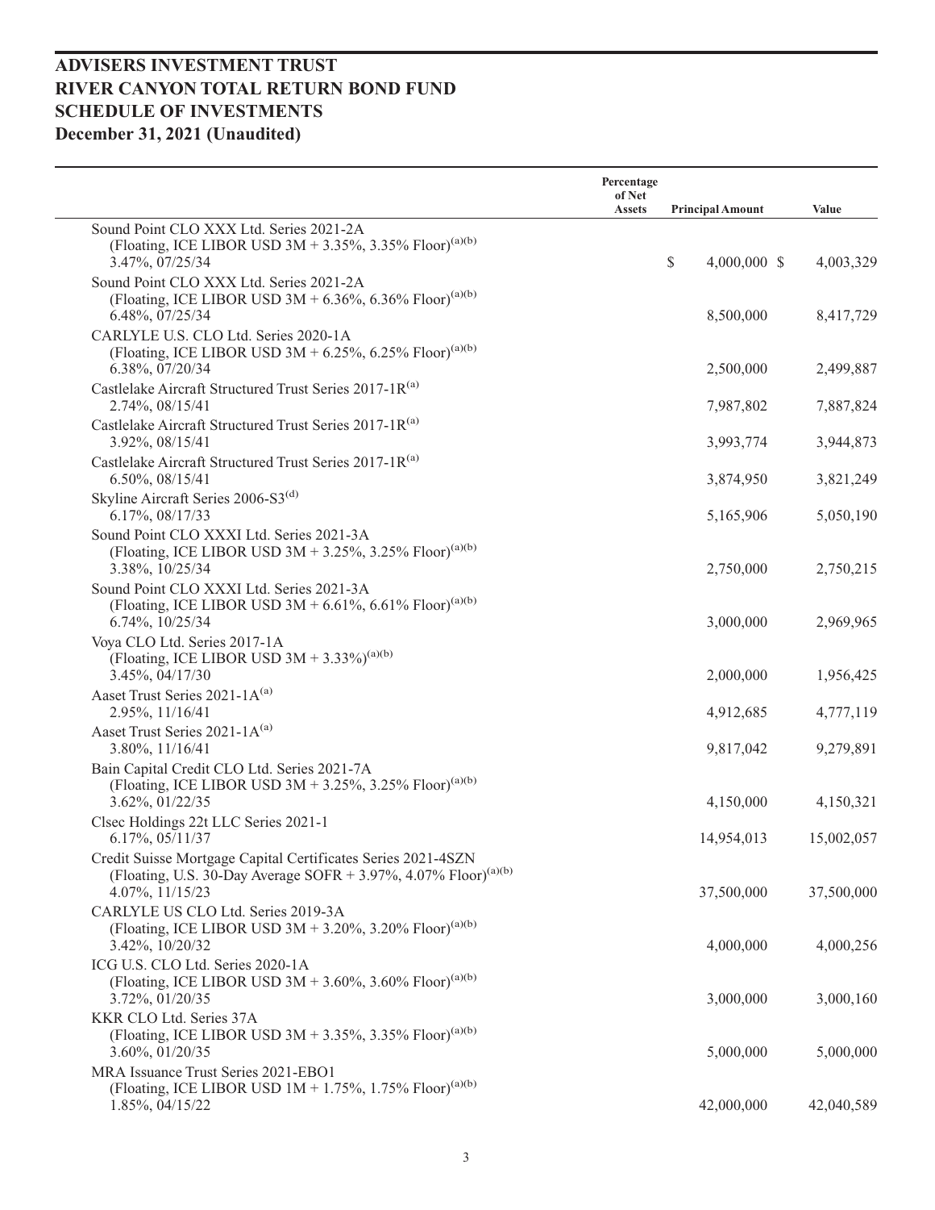# ADVISERS INVESTMENT TRUST
# RIVER CANYON TOTAL RETURN BOND FUND
# SCHEDULE OF INVESTMENTS
# December 31, 2021 (Unaudited)

| | Percentage of Net Assets | Principal Amount | Value |
|---|---|---|---|
| Sound Point CLO XXX Ltd. Series 2021-2A (Floating, ICE LIBOR USD 3M + 3.35%, 3.35% Floor)[(a)(b)] 3.47%, 07/25/34 | | $ 4,000,000 | $ 4,003,329 |
| Sound Point CLO XXX Ltd. Series 2021-2A (Floating, ICE LIBOR USD 3M + 6.36%, 6.36% Floor)[(a)(b)] 6.48%, 07/25/34 | | 8,500,000 | 8,417,729 |
| CARLYLE U.S. CLO Ltd. Series 2020-1A (Floating, ICE LIBOR USD 3M + 6.25%, 6.25% Floor)[(a)(b)] 6.38%, 07/20/34 | | 2,500,000 | 2,499,887 |
| Castlelake Aircraft Structured Trust Series 2017-1R[(a)] 2.74%, 08/15/41 | | 7,987,802 | 7,887,824 |
| Castlelake Aircraft Structured Trust Series 2017-1R[(a)] 3.92%, 08/15/41 | | 3,993,774 | 3,944,873 |
| Castlelake Aircraft Structured Trust Series 2017-1R[(a)] 6.50%, 08/15/41 | | 3,874,950 | 3,821,249 |
| Skyline Aircraft Series 2006-S3[(d)] 6.17%, 08/17/33 | | 5,165,906 | 5,050,190 |
| Sound Point CLO XXXI Ltd. Series 2021-3A (Floating, ICE LIBOR USD 3M + 3.25%, 3.25% Floor)[(a)(b)] 3.38%, 10/25/34 | | 2,750,000 | 2,750,215 |
| Sound Point CLO XXXI Ltd. Series 2021-3A (Floating, ICE LIBOR USD 3M + 6.61%, 6.61% Floor)[(a)(b)] 6.74%, 10/25/34 | | 3,000,000 | 2,969,965 |
| Voya CLO Ltd. Series 2017-1A (Floating, ICE LIBOR USD 3M + 3.33%)[(a)(b)] 3.45%, 04/17/30 | | 2,000,000 | 1,956,425 |
| Aaset Trust Series 2021-1A[(a)] 2.95%, 11/16/41 | | 4,912,685 | 4,777,119 |
| Aaset Trust Series 2021-1A[(a)] 3.80%, 11/16/41 | | 9,817,042 | 9,279,891 |
| Bain Capital Credit CLO Ltd. Series 2021-7A (Floating, ICE LIBOR USD 3M + 3.25%, 3.25% Floor)[(a)(b)] 3.62%, 01/22/35 | | 4,150,000 | 4,150,321 |
| Clsec Holdings 22t LLC Series 2021-1 6.17%, 05/11/37 | | 14,954,013 | 15,002,057 |
| Credit Suisse Mortgage Capital Certificates Series 2021-4SZN (Floating, U.S. 30-Day Average SOFR + 3.97%, 4.07% Floor)[(a)(b)] 4.07%, 11/15/23 | | 37,500,000 | 37,500,000 |
| CARLYLE US CLO Ltd. Series 2019-3A (Floating, ICE LIBOR USD 3M + 3.20%, 3.20% Floor)[(a)(b)] 3.42%, 10/20/32 | | 4,000,000 | 4,000,256 |
| ICG U.S. CLO Ltd. Series 2020-1A (Floating, ICE LIBOR USD 3M + 3.60%, 3.60% Floor)[(a)(b)] 3.72%, 01/20/35 | | 3,000,000 | 3,000,160 |
| KKR CLO Ltd. Series 37A (Floating, ICE LIBOR USD 3M + 3.35%, 3.35% Floor)[(a)(b)] 3.60%, 01/20/35 | | 5,000,000 | 5,000,000 |
| MRA Issuance Trust Series 2021-EBO1 (Floating, ICE LIBOR USD 1M + 1.75%, 1.75% Floor)[(a)(b)] 1.85%, 04/15/22 | | 42,000,000 | 42,040,589 |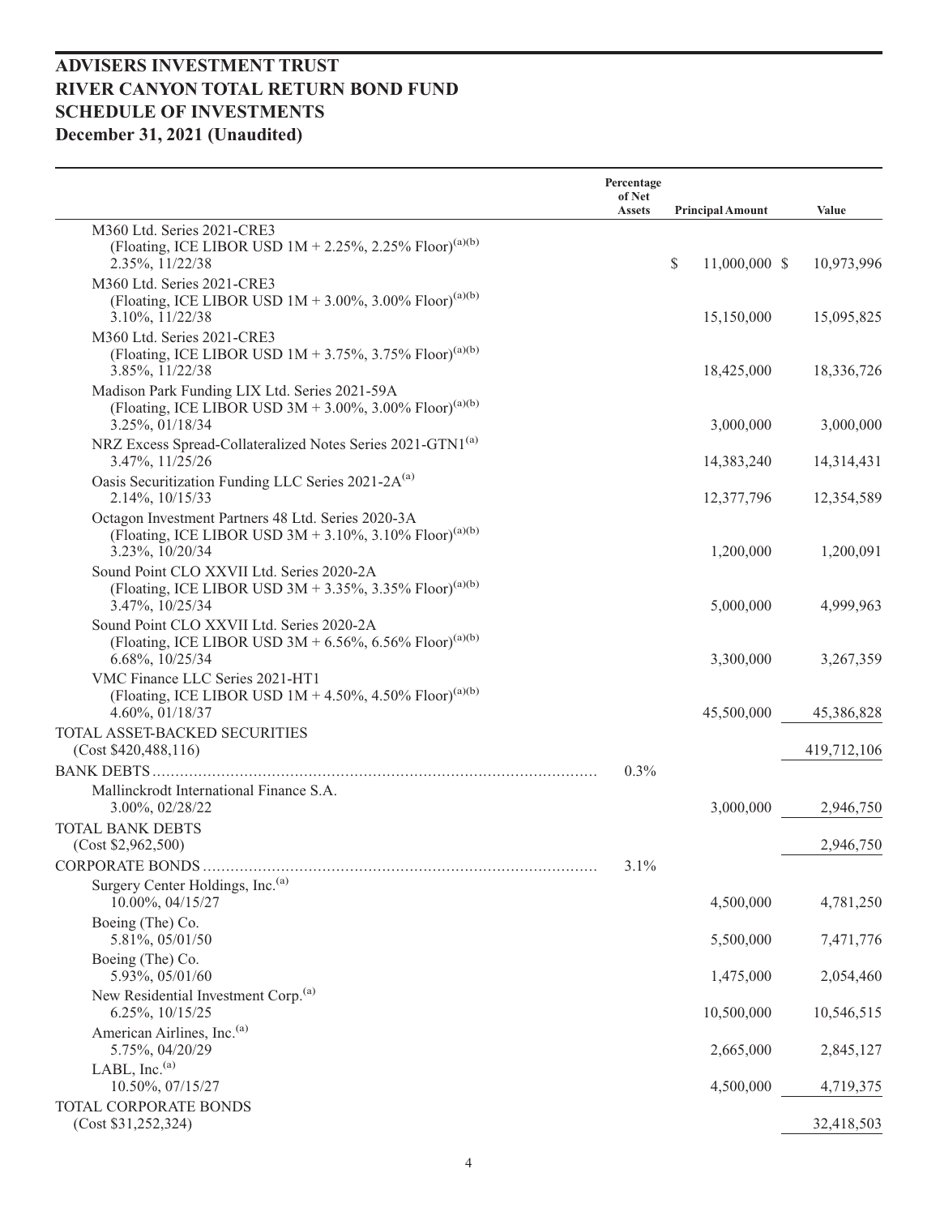# ADVISERS INVESTMENT TRUST
# RIVER CANYON TOTAL RETURN BOND FUND
# SCHEDULE OF INVESTMENTS
# December 31, 2021 (Unaudited)

| | Percentage of Net Assets | Principal Amount | Value |
|---|---|---|---|
| M360 Ltd. Series 2021-CRE3 (Floating, ICE LIBOR USD 1M + 2.25%, 2.25% Floor)[(a)(b)] 2.35%, 11/22/38 | | $ 11,000,000 | $ 10,973,996 |
| M360 Ltd. Series 2021-CRE3 (Floating, ICE LIBOR USD 1M + 3.00%, 3.00% Floor)[(a)(b)] 3.10%, 11/22/38 | | 15,150,000 | 15,095,825 |
| M360 Ltd. Series 2021-CRE3 (Floating, ICE LIBOR USD 1M + 3.75%, 3.75% Floor)[(a)(b)] 3.85%, 11/22/38 | | 18,425,000 | 18,336,726 |
| Madison Park Funding LIX Ltd. Series 2021-59A (Floating, ICE LIBOR USD 3M + 3.00%, 3.00% Floor)[(a)(b)] 3.25%, 01/18/34 | | 3,000,000 | 3,000,000 |
| NRZ Excess Spread-Collateralized Notes Series 2021-GTN1[(a)] 3.47%, 11/25/26 | | 14,383,240 | 14,314,431 |
| Oasis Securitization Funding LLC Series 2021-2A[(a)] 2.14%, 10/15/33 | | 12,377,796 | 12,354,589 |
| Octagon Investment Partners 48 Ltd. Series 2020-3A (Floating, ICE LIBOR USD 3M + 3.10%, 3.10% Floor)[(a)(b)] 3.23%, 10/20/34 | | 1,200,000 | 1,200,091 |
| Sound Point CLO XXVII Ltd. Series 2020-2A (Floating, ICE LIBOR USD 3M + 3.35%, 3.35% Floor)[(a)(b)] 3.47%, 10/25/34 | | 5,000,000 | 4,999,963 |
| Sound Point CLO XXVII Ltd. Series 2020-2A (Floating, ICE LIBOR USD 3M + 6.56%, 6.56% Floor)[(a)(b)] 6.68%, 10/25/34 | | 3,300,000 | 3,267,359 |
| VMC Finance LLC Series 2021-HT1 (Floating, ICE LIBOR USD 1M + 4.50%, 4.50% Floor)[(a)(b)] 4.60%, 01/18/37 | | 45,500,000 | 45,386,828 |
| TOTAL ASSET-BACKED SECURITIES (Cost $420,488,116) | | | 419,712,106 |
| BANK DEBTS | 0.3% | | |
| Mallinckrodt International Finance S.A. 3.00%, 02/28/22 | | 3,000,000 | 2,946,750 |
| TOTAL BANK DEBTS (Cost $2,962,500) | | | 2,946,750 |
| CORPORATE BONDS | 3.1% | | |
| Surgery Center Holdings, Inc.[(a)] 10.00%, 04/15/27 | | 4,500,000 | 4,781,250 |
| Boeing (The) Co. 5.81%, 05/01/50 | | 5,500,000 | 7,471,776 |
| Boeing (The) Co. 5.93%, 05/01/60 | | 1,475,000 | 2,054,460 |
| New Residential Investment Corp.[(a)] 6.25%, 10/15/25 | | 10,500,000 | 10,546,515 |
| American Airlines, Inc.[(a)] 5.75%, 04/20/29 | | 2,665,000 | 2,845,127 |
| LABL, Inc.[(a)] 10.50%, 07/15/27 | | 4,500,000 | 4,719,375 |
| TOTAL CORPORATE BONDS (Cost $31,252,324) | | | 32,418,503 |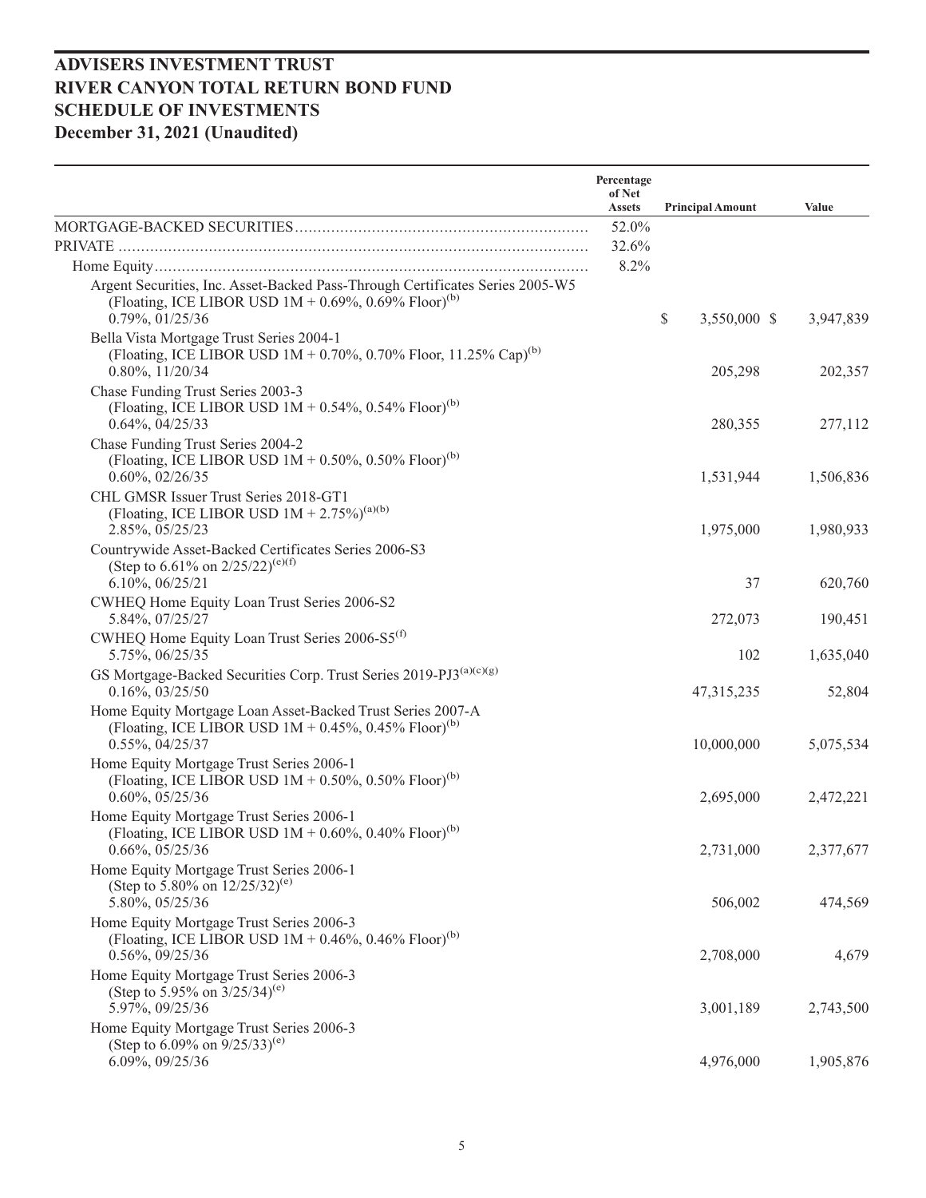# ADVISERS INVESTMENT TRUST
# RIVER CANYON TOTAL RETURN BOND FUND
# SCHEDULE OF INVESTMENTS
# December 31, 2021 (Unaudited)

| | Percentage of Net Assets | Principal Amount | Value |
|---|---|---|---|
| MORTGAGE-BACKED SECURITIES | 52.0% | | |
| PRIVATE | 32.6% | | |
| Home Equity | 8.2% | | |
| Argent Securities, Inc. Asset-Backed Pass-Through Certificates Series 2005-W5 (Floating, ICE LIBOR USD 1M + 0.69%, 0.69% Floor)[b] 0.79%, 01/25/36 | | $ 3,550,000 | $ 3,947,839 |
| Bella Vista Mortgage Trust Series 2004-1 (Floating, ICE LIBOR USD 1M + 0.70%, 0.70% Floor, 11.25% Cap)[b] 0.80%, 11/20/34 | | 205,298 | 202,357 |
| Chase Funding Trust Series 2003-3 (Floating, ICE LIBOR USD 1M + 0.54%, 0.54% Floor)[b] 0.64%, 04/25/33 | | 280,355 | 277,112 |
| Chase Funding Trust Series 2004-2 (Floating, ICE LIBOR USD 1M + 0.50%, 0.50% Floor)[b] 0.60%, 02/26/35 | | 1,531,944 | 1,506,836 |
| CHL GMSR Issuer Trust Series 2018-GT1 (Floating, ICE LIBOR USD 1M + 2.75%)[a][b] 2.85%, 05/25/23 | | 1,975,000 | 1,980,933 |
| Countrywide Asset-Backed Certificates Series 2006-S3 (Step to 6.61% on 2/25/22)[e][f] 6.10%, 06/25/21 | | 37 | 620,760 |
| CWHEQ Home Equity Loan Trust Series 2006-S2 5.84%, 07/25/27 | | 272,073 | 190,451 |
| CWHEQ Home Equity Loan Trust Series 2006-S5[f] 5.75%, 06/25/35 | | 102 | 1,635,040 |
| GS Mortgage-Backed Securities Corp. Trust Series 2019-PJ3[a][c][g] 0.16%, 03/25/50 | | 47,315,235 | 52,804 |
| Home Equity Mortgage Loan Asset-Backed Trust Series 2007-A (Floating, ICE LIBOR USD 1M + 0.45%, 0.45% Floor)[b] 0.55%, 04/25/37 | | 10,000,000 | 5,075,534 |
| Home Equity Mortgage Trust Series 2006-1 (Floating, ICE LIBOR USD 1M + 0.50%, 0.50% Floor)[b] 0.60%, 05/25/36 | | 2,695,000 | 2,472,221 |
| Home Equity Mortgage Trust Series 2006-1 (Floating, ICE LIBOR USD 1M + 0.60%, 0.40% Floor)[b] 0.66%, 05/25/36 | | 2,731,000 | 2,377,677 |
| Home Equity Mortgage Trust Series 2006-1 (Step to 5.80% on 12/25/32)[e] 5.80%, 05/25/36 | | 506,002 | 474,569 |
| Home Equity Mortgage Trust Series 2006-3 (Floating, ICE LIBOR USD 1M + 0.46%, 0.46% Floor)[b] 0.56%, 09/25/36 | | 2,708,000 | 4,679 |
| Home Equity Mortgage Trust Series 2006-3 (Step to 5.95% on 3/25/34)[e] 5.97%, 09/25/36 | | 3,001,189 | 2,743,500 |
| Home Equity Mortgage Trust Series 2006-3 (Step to 6.09% on 9/25/33)[e] 6.09%, 09/25/36 | | 4,976,000 | 1,905,876 |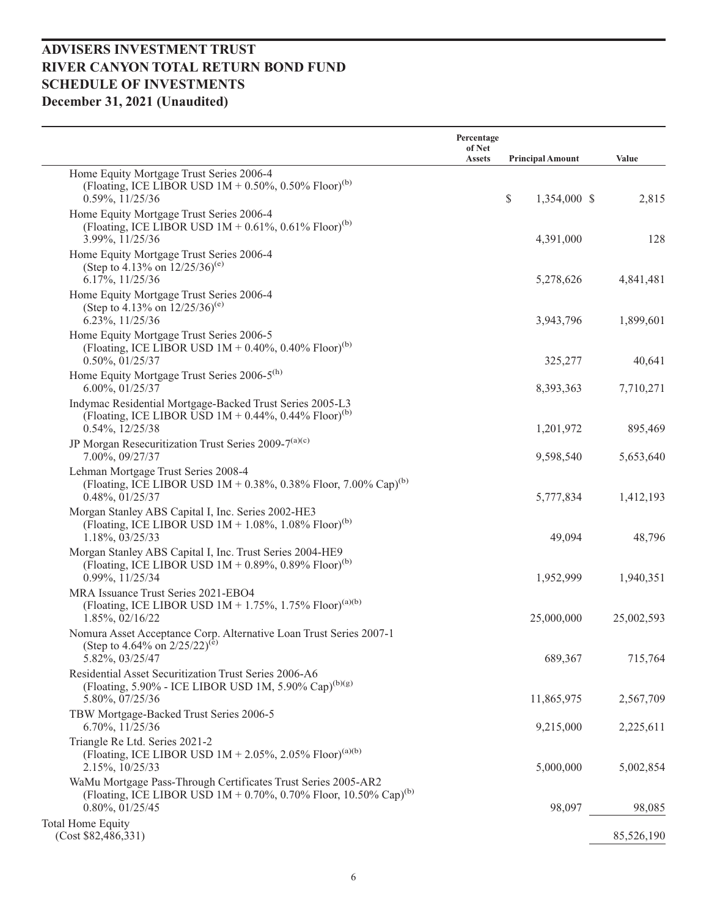# ADVISERS INVESTMENT TRUST
# RIVER CANYON TOTAL RETURN BOND FUND
# SCHEDULE OF INVESTMENTS
# December 31, 2021 (Unaudited)

| | Percentage of Net Assets | Principal Amount | Value |
|---|---|---|---|
| Home Equity Mortgage Trust Series 2006-4 (Floating, ICE LIBOR USD 1M + 0.50%, 0.50% Floor)(b) 0.59%, 11/25/36 | | $ 1,354,000 | $ 2,815 |
| Home Equity Mortgage Trust Series 2006-4 (Floating, ICE LIBOR USD 1M + 0.61%, 0.61% Floor)(b) 3.99%, 11/25/36 | | 4,391,000 | 128 |
| Home Equity Mortgage Trust Series 2006-4 (Step to 4.13% on 12/25/36)(e) 6.17%, 11/25/36 | | 5,278,626 | 4,841,481 |
| Home Equity Mortgage Trust Series 2006-4 (Step to 4.13% on 12/25/36)(e) 6.23%, 11/25/36 | | 3,943,796 | 1,899,601 |
| Home Equity Mortgage Trust Series 2006-5 (Floating, ICE LIBOR USD 1M + 0.40%, 0.40% Floor)(b) 0.50%, 01/25/37 | | 325,277 | 40,641 |
| Home Equity Mortgage Trust Series 2006-5(h) 6.00%, 01/25/37 | | 8,393,363 | 7,710,271 |
| Indymac Residential Mortgage-Backed Trust Series 2005-L3 (Floating, ICE LIBOR USD 1M + 0.44%, 0.44% Floor)(b) 0.54%, 12/25/38 | | 1,201,972 | 895,469 |
| JP Morgan Resecuritization Trust Series 2009-7(a)(c) 7.00%, 09/27/37 | | 9,598,540 | 5,653,640 |
| Lehman Mortgage Trust Series 2008-4 (Floating, ICE LIBOR USD 1M + 0.38%, 0.38% Floor, 7.00% Cap)(b) 0.48%, 01/25/37 | | 5,777,834 | 1,412,193 |
| Morgan Stanley ABS Capital I, Inc. Series 2002-HE3 (Floating, ICE LIBOR USD 1M + 1.08%, 1.08% Floor)(b) 1.18%, 03/25/33 | | 49,094 | 48,796 |
| Morgan Stanley ABS Capital I, Inc. Trust Series 2004-HE9 (Floating, ICE LIBOR USD 1M + 0.89%, 0.89% Floor)(b) 0.99%, 11/25/34 | | 1,952,999 | 1,940,351 |
| MRA Issuance Trust Series 2021-EBO4 (Floating, ICE LIBOR USD 1M + 1.75%, 1.75% Floor)(a)(b) 1.85%, 02/16/22 | | 25,000,000 | 25,002,593 |
| Nomura Asset Acceptance Corp. Alternative Loan Trust Series 2007-1 (Step to 4.64% on 2/25/22)(e) 5.82%, 03/25/47 | | 689,367 | 715,764 |
| Residential Asset Securitization Trust Series 2006-A6 (Floating, 5.90% - ICE LIBOR USD 1M, 5.90% Cap)(b)(g) 5.80%, 07/25/36 | | 11,865,975 | 2,567,709 |
| TBW Mortgage-Backed Trust Series 2006-5 6.70%, 11/25/36 | | 9,215,000 | 2,225,611 |
| Triangle Re Ltd. Series 2021-2 (Floating, ICE LIBOR USD 1M + 2.05%, 2.05% Floor)(a)(b) 2.15%, 10/25/33 | | 5,000,000 | 5,002,854 |
| WaMu Mortgage Pass-Through Certificates Trust Series 2005-AR2 (Floating, ICE LIBOR USD 1M + 0.70%, 0.70% Floor, 10.50% Cap)(b) 0.80%, 01/25/45 | | 98,097 | 98,085 |
| Total Home Equity (Cost $82,486,331) | | | 85,526,190 |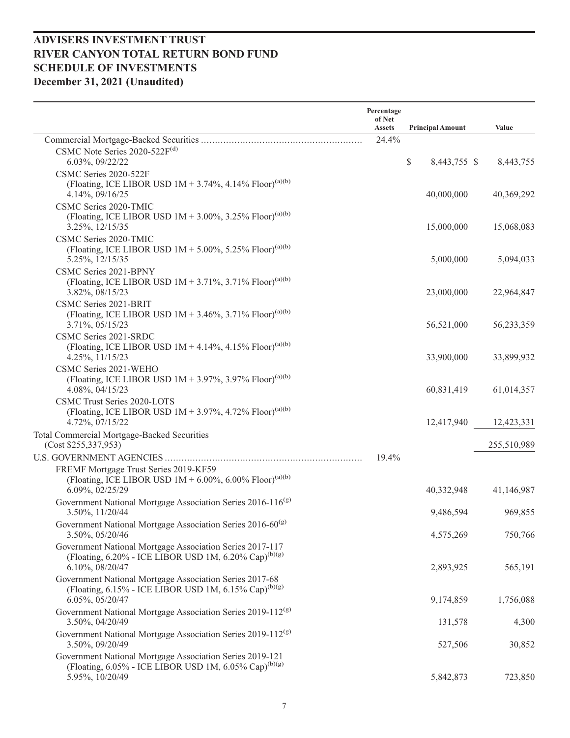# ADVISERS INVESTMENT TRUST
# RIVER CANYON TOTAL RETURN BOND FUND
# SCHEDULE OF INVESTMENTS
# December 31, 2021 (Unaudited)

| | Percentage of Net Assets | Principal Amount | Value |
|---|---|---|---|
| Commercial Mortgage-Backed Securities | 24.4% | | |
| CSMC Note Series 2020-522F[(d)] 6.03%, 09/22/22 | | $ 8,443,755 | $ 8,443,755 |
| CSMC Series 2020-522F (Floating, ICE LIBOR USD 1M + 3.74%, 4.14% Floor)[(a)(b)] 4.14%, 09/16/25 | | 40,000,000 | 40,369,292 |
| CSMC Series 2020-TMIC (Floating, ICE LIBOR USD 1M + 3.00%, 3.25% Floor)[(a)(b)] 3.25%, 12/15/35 | | 15,000,000 | 15,068,083 |
| CSMC Series 2020-TMIC (Floating, ICE LIBOR USD 1M + 5.00%, 5.25% Floor)[(a)(b)] 5.25%, 12/15/35 | | 5,000,000 | 5,094,033 |
| CSMC Series 2021-BPNY (Floating, ICE LIBOR USD 1M + 3.71%, 3.71% Floor)[(a)(b)] 3.82%, 08/15/23 | | 23,000,000 | 22,964,847 |
| CSMC Series 2021-BRIT (Floating, ICE LIBOR USD 1M + 3.46%, 3.71% Floor)[(a)(b)] 3.71%, 05/15/23 | | 56,521,000 | 56,233,359 |
| CSMC Series 2021-SRDC (Floating, ICE LIBOR USD 1M + 4.14%, 4.15% Floor)[(a)(b)] 4.25%, 11/15/23 | | 33,900,000 | 33,899,932 |
| CSMC Series 2021-WEHO (Floating, ICE LIBOR USD 1M + 3.97%, 3.97% Floor)[(a)(b)] 4.08%, 04/15/23 | | 60,831,419 | 61,014,357 |
| CSMC Trust Series 2020-LOTS (Floating, ICE LIBOR USD 1M + 3.97%, 4.72% Floor)[(a)(b)] 4.72%, 07/15/22 | | 12,417,940 | 12,423,331 |
| Total Commercial Mortgage-Backed Securities (Cost $255,337,953) | | | 255,510,989 |
| U.S. GOVERNMENT AGENCIES | 19.4% | | |
| FREMF Mortgage Trust Series 2019-KF59 (Floating, ICE LIBOR USD 1M + 6.00%, 6.00% Floor)[(a)(b)] 6.09%, 02/25/29 | | 40,332,948 | 41,146,987 |
| Government National Mortgage Association Series 2016-116[(g)] 3.50%, 11/20/44 | | 9,486,594 | 969,855 |
| Government National Mortgage Association Series 2016-60[(g)] 3.50%, 05/20/46 | | 4,575,269 | 750,766 |
| Government National Mortgage Association Series 2017-117 (Floating, 6.20% - ICE LIBOR USD 1M, 6.20% Cap)[(b)(g)] 6.10%, 08/20/47 | | 2,893,925 | 565,191 |
| Government National Mortgage Association Series 2017-68 (Floating, 6.15% - ICE LIBOR USD 1M, 6.15% Cap)[(b)(g)] 6.05%, 05/20/47 | | 9,174,859 | 1,756,088 |
| Government National Mortgage Association Series 2019-112[(g)] 3.50%, 04/20/49 | | 131,578 | 4,300 |
| Government National Mortgage Association Series 2019-112[(g)] 3.50%, 09/20/49 | | 527,506 | 30,852 |
| Government National Mortgage Association Series 2019-121 (Floating, 6.05% - ICE LIBOR USD 1M, 6.05% Cap)[(b)(g)] 5.95%, 10/20/49 | | 5,842,873 | 723,850 |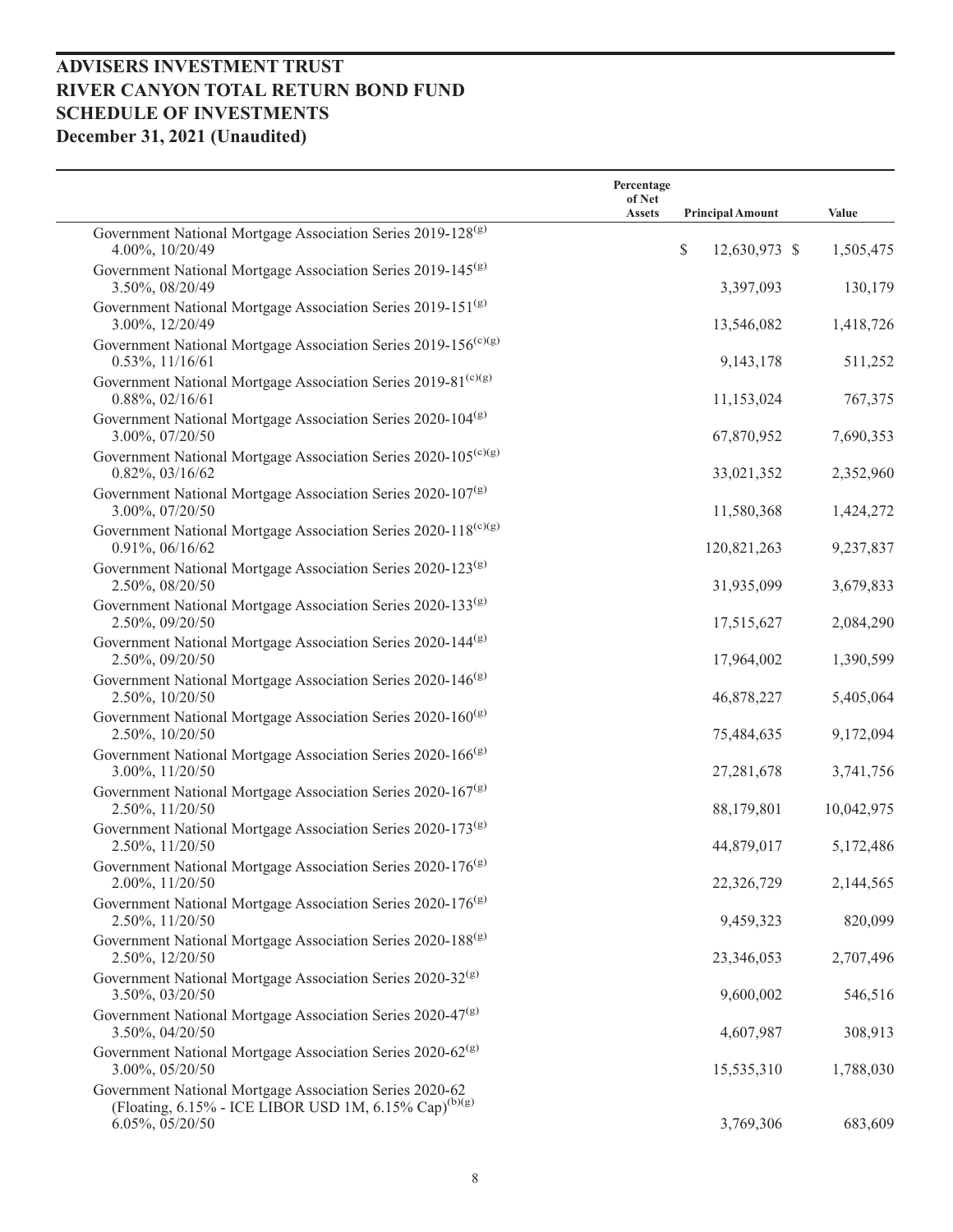# ADVISERS INVESTMENT TRUST
# RIVER CANYON TOTAL RETURN BOND FUND
# SCHEDULE OF INVESTMENTS
# December 31, 2021 (Unaudited)

| | Percentage of Net Assets | Principal Amount | Value |
|---|---|---|---|
| Government National Mortgage Association Series 2019-128[(g)] 4.00%, 10/20/49 | | $ 12,630,973 | $ 1,505,475 |
| Government National Mortgage Association Series 2019-145[(g)] 3.50%, 08/20/49 | | 3,397,093 | 130,179 |
| Government National Mortgage Association Series 2019-151[(g)] 3.00%, 12/20/49 | | 13,546,082 | 1,418,726 |
| Government National Mortgage Association Series 2019-156[(c)(g)] 0.53%, 11/16/61 | | 9,143,178 | 511,252 |
| Government National Mortgage Association Series 2019-81[(c)(g)] 0.88%, 02/16/61 | | 11,153,024 | 767,375 |
| Government National Mortgage Association Series 2020-104[(g)] 3.00%, 07/20/50 | | 67,870,952 | 7,690,353 |
| Government National Mortgage Association Series 2020-105[(c)(g)] 0.82%, 03/16/62 | | 33,021,352 | 2,352,960 |
| Government National Mortgage Association Series 2020-107[(g)] 3.00%, 07/20/50 | | 11,580,368 | 1,424,272 |
| Government National Mortgage Association Series 2020-118[(c)(g)] 0.91%, 06/16/62 | | 120,821,263 | 9,237,837 |
| Government National Mortgage Association Series 2020-123[(g)] 2.50%, 08/20/50 | | 31,935,099 | 3,679,833 |
| Government National Mortgage Association Series 2020-133[(g)] 2.50%, 09/20/50 | | 17,515,627 | 2,084,290 |
| Government National Mortgage Association Series 2020-144[(g)] 2.50%, 09/20/50 | | 17,964,002 | 1,390,599 |
| Government National Mortgage Association Series 2020-146[(g)] 2.50%, 10/20/50 | | 46,878,227 | 5,405,064 |
| Government National Mortgage Association Series 2020-160[(g)] 2.50%, 10/20/50 | | 75,484,635 | 9,172,094 |
| Government National Mortgage Association Series 2020-166[(g)] 3.00%, 11/20/50 | | 27,281,678 | 3,741,756 |
| Government National Mortgage Association Series 2020-167[(g)] 2.50%, 11/20/50 | | 88,179,801 | 10,042,975 |
| Government National Mortgage Association Series 2020-173[(g)] 2.50%, 11/20/50 | | 44,879,017 | 5,172,486 |
| Government National Mortgage Association Series 2020-176[(g)] 2.00%, 11/20/50 | | 22,326,729 | 2,144,565 |
| Government National Mortgage Association Series 2020-176[(g)] 2.50%, 11/20/50 | | 9,459,323 | 820,099 |
| Government National Mortgage Association Series 2020-188[(g)] 2.50%, 12/20/50 | | 23,346,053 | 2,707,496 |
| Government National Mortgage Association Series 2020-32[(g)] 3.50%, 03/20/50 | | 9,600,002 | 546,516 |
| Government National Mortgage Association Series 2020-47[(g)] 3.50%, 04/20/50 | | 4,607,987 | 308,913 |
| Government National Mortgage Association Series 2020-62[(g)] 3.00%, 05/20/50 | | 15,535,310 | 1,788,030 |
| Government National Mortgage Association Series 2020-62 (Floating, 6.15% - ICE LIBOR USD 1M, 6.15% Cap)[(b)(g)] 6.05%, 05/20/50 | | 3,769,306 | 683,609 |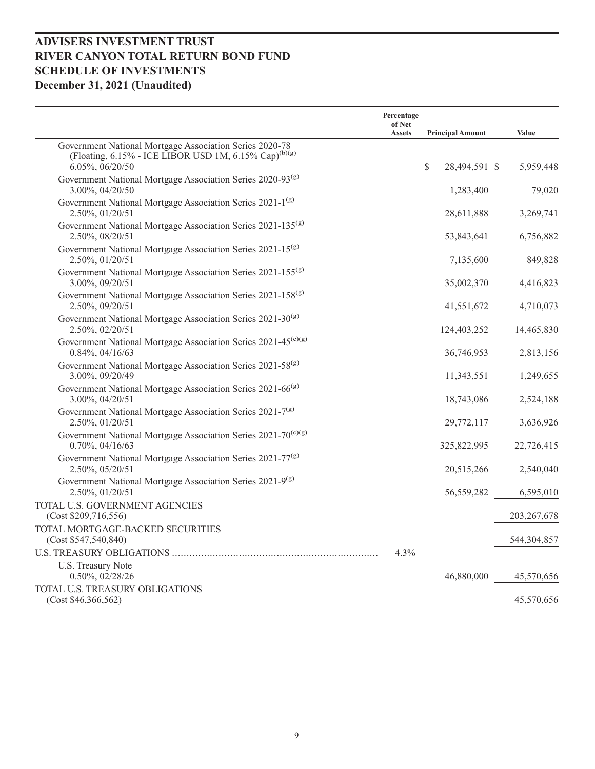# ADVISERS INVESTMENT TRUST
# RIVER CANYON TOTAL RETURN BOND FUND
# SCHEDULE OF INVESTMENTS
# December 31, 2021 (Unaudited)

| | Percentage of Net Assets | Principal Amount | Value |
|---|---|---|---|
| Government National Mortgage Association Series 2020-78 (Floating, 6.15% - ICE LIBOR USD 1M, 6.15% Cap)(b)(g) 6.05%, 06/20/50 | | $ 28,494,591 | $ 5,959,448 |
| Government National Mortgage Association Series 2020-93(g) 3.00%, 04/20/50 | | 1,283,400 | 79,020 |
| Government National Mortgage Association Series 2021-1(g) 2.50%, 01/20/51 | | 28,611,888 | 3,269,741 |
| Government National Mortgage Association Series 2021-135(g) 2.50%, 08/20/51 | | 53,843,641 | 6,756,882 |
| Government National Mortgage Association Series 2021-15(g) 2.50%, 01/20/51 | | 7,135,600 | 849,828 |
| Government National Mortgage Association Series 2021-155(g) 3.00%, 09/20/51 | | 35,002,370 | 4,416,823 |
| Government National Mortgage Association Series 2021-158(g) 2.50%, 09/20/51 | | 41,551,672 | 4,710,073 |
| Government National Mortgage Association Series 2021-30(g) 2.50%, 02/20/51 | | 124,403,252 | 14,465,830 |
| Government National Mortgage Association Series 2021-45(c)(g) 0.84%, 04/16/63 | | 36,746,953 | 2,813,156 |
| Government National Mortgage Association Series 2021-58(g) 3.00%, 09/20/49 | | 11,343,551 | 1,249,655 |
| Government National Mortgage Association Series 2021-66(g) 3.00%, 04/20/51 | | 18,743,086 | 2,524,188 |
| Government National Mortgage Association Series 2021-7(g) 2.50%, 01/20/51 | | 29,772,117 | 3,636,926 |
| Government National Mortgage Association Series 2021-70(c)(g) 0.70%, 04/16/63 | | 325,822,995 | 22,726,415 |
| Government National Mortgage Association Series 2021-77(g) 2.50%, 05/20/51 | | 20,515,266 | 2,540,040 |
| Government National Mortgage Association Series 2021-9(g) 2.50%, 01/20/51 | | 56,559,282 | 6,595,010 |
| TOTAL U.S. GOVERNMENT AGENCIES (Cost $209,716,556) | | | 203,267,678 |
| TOTAL MORTGAGE-BACKED SECURITIES (Cost $547,540,840) | | | 544,304,857 |
| U.S. TREASURY OBLIGATIONS | 4.3% | | |
| U.S. Treasury Note 0.50%, 02/28/26 | | 46,880,000 | 45,570,656 |
| TOTAL U.S. TREASURY OBLIGATIONS (Cost $46,366,562) | | | 45,570,656 |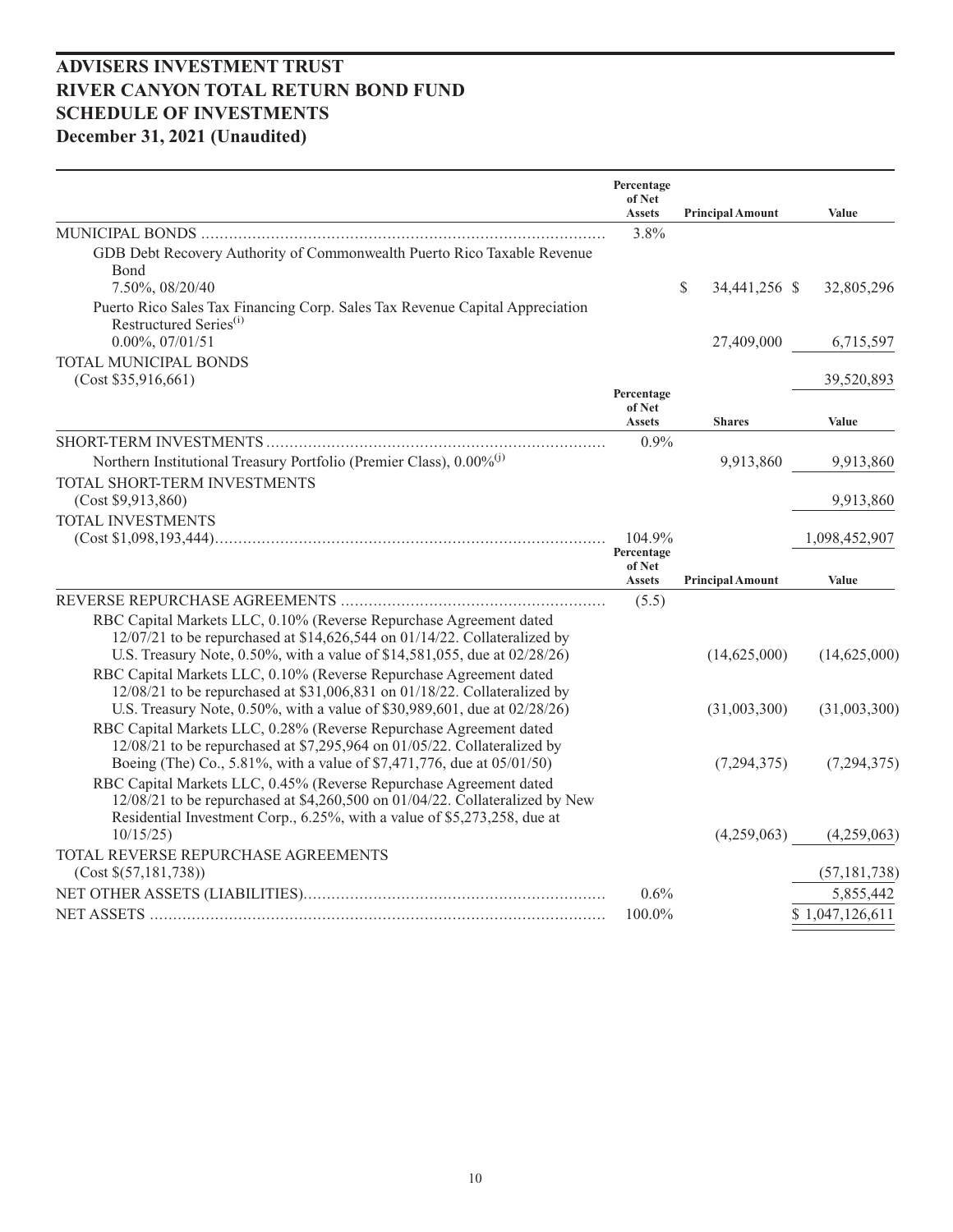# ADVISERS INVESTMENT TRUST
# RIVER CANYON TOTAL RETURN BOND FUND
# SCHEDULE OF INVESTMENTS
# December 31, 2021 (Unaudited)

| | Percentage of Net Assets | Principal Amount | Value |
|---|---|---|---|
| MUNICIPAL BONDS | 3.8% | | |
| GDB Debt Recovery Authority of Commonwealth Puerto Rico Taxable Revenue Bond 7.50%, 08/20/40 | | $ 34,441,256 | $ 32,805,296 |
| Puerto Rico Sales Tax Financing Corp. Sales Tax Revenue Capital Appreciation Restructured Series[(i)] 0.00%, 07/01/51 | | 27,409,000 | 6,715,597 |
| TOTAL MUNICIPAL BONDS (Cost $35,916,661) | | | 39,520,893 |
| | **Percentage of Net Assets** | **Shares** | **Value** |
| SHORT-TERM INVESTMENTS | 0.9% | | |
| Northern Institutional Treasury Portfolio (Premier Class), 0.00%[(j)] | | 9,913,860 | 9,913,860 |
| TOTAL SHORT-TERM INVESTMENTS (Cost $9,913,860) | | | 9,913,860 |
| TOTAL INVESTMENTS (Cost $1,098,193,444) | 104.9% | | 1,098,452,907 |
| | **Percentage of Net Assets** | **Principal Amount** | **Value** |
| REVERSE REPURCHASE AGREEMENTS | (5.5) | | |
| RBC Capital Markets LLC, 0.10% (Reverse Repurchase Agreement dated 12/07/21 to be repurchased at $14,626,544 on 01/14/22. Collateralized by U.S. Treasury Note, 0.50%, with a value of $14,581,055, due at 02/28/26) | | (14,625,000) | (14,625,000) |
| RBC Capital Markets LLC, 0.10% (Reverse Repurchase Agreement dated 12/08/21 to be repurchased at $31,006,831 on 01/18/22. Collateralized by U.S. Treasury Note, 0.50%, with a value of $30,989,601, due at 02/28/26) | | (31,003,300) | (31,003,300) |
| RBC Capital Markets LLC, 0.28% (Reverse Repurchase Agreement dated 12/08/21 to be repurchased at $7,295,964 on 01/05/22. Collateralized by Boeing (The) Co., 5.81%, with a value of $7,471,776, due at 05/01/50) | | (7,294,375) | (7,294,375) |
| RBC Capital Markets LLC, 0.45% (Reverse Repurchase Agreement dated 12/08/21 to be repurchased at $4,260,500 on 01/04/22. Collateralized by New Residential Investment Corp., 6.25%, with a value of $5,273,258, due at 10/15/25) | | (4,259,063) | (4,259,063) |
| TOTAL REVERSE REPURCHASE AGREEMENTS (Cost $(57,181,738)) | | | (57,181,738) |
| NET OTHER ASSETS (LIABILITIES) | 0.6% | | 5,855,442 |
| NET ASSETS | 100.0% | | $ 1,047,126,611 |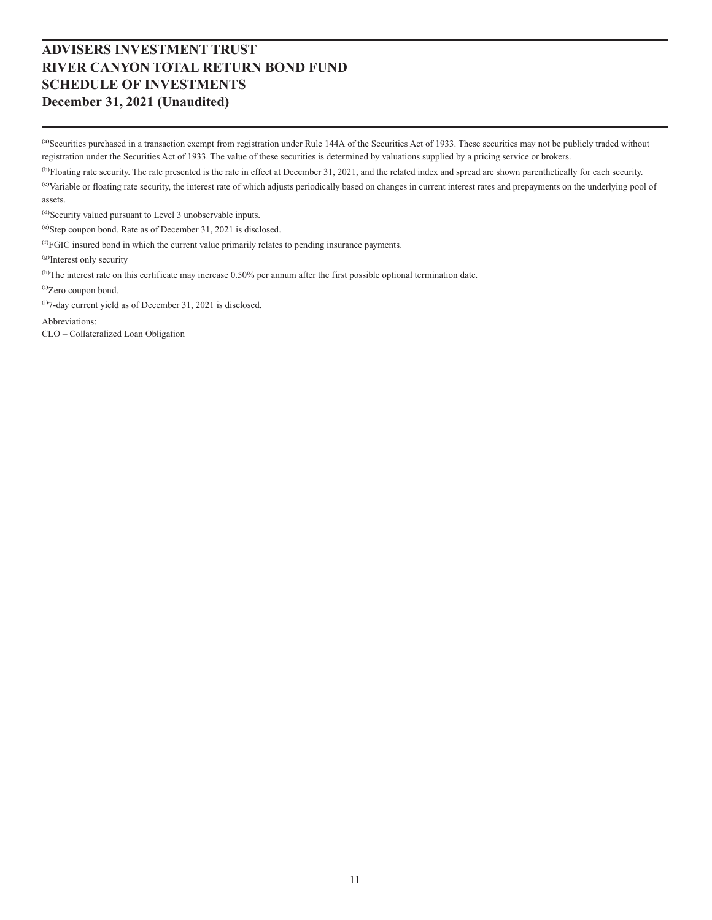# ADVISERS INVESTMENT TRUST
# RIVER CANYON TOTAL RETURN BOND FUND
# SCHEDULE OF INVESTMENTS
# December 31, 2021 (Unaudited)

[a]Securities purchased in a transaction exempt from registration under Rule 144A of the Securities Act of 1933. These securities may not be publicly traded without registration under the Securities Act of 1933. The value of these securities is determined by valuations supplied by a pricing service or brokers.

[b]Floating rate security. The rate presented is the rate in effect at December 31, 2021, and the related index and spread are shown parenthetically for each security.

[c]Variable or floating rate security, the interest rate of which adjusts periodically based on changes in current interest rates and prepayments on the underlying pool of assets.

[d]Security valued pursuant to Level 3 unobservable inputs.

[e]Step coupon bond. Rate as of December 31, 2021 is disclosed.

[f]FGIC insured bond in which the current value primarily relates to pending insurance payments.

[g]Interest only security

[h]The interest rate on this certificate may increase 0.50% per annum after the first possible optional termination date.

[i]Zero coupon bond.

[j]7-day current yield as of December 31, 2021 is disclosed.

Abbreviations:

CLO – Collateralized Loan Obligation